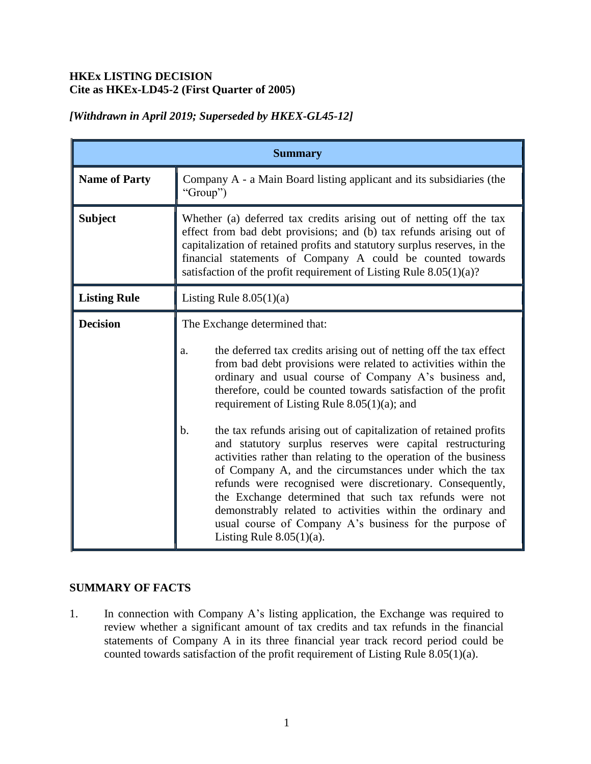**HKEx LISTING DECISION**
**Cite as HKEx-LD45-2 (First Quarter of 2005)**

***[Withdrawn in April 2019; Superseded by HKEX-GL45-12]***

| Summary | |
|---|---|
| **Name of Party** | Company A - a Main Board listing applicant and its subsidiaries (the "Group") |
| **Subject** | Whether (a) deferred tax credits arising out of netting off the tax effect from bad debt provisions; and (b) tax refunds arising out of capitalization of retained profits and statutory surplus reserves, in the financial statements of Company A could be counted towards satisfaction of the profit requirement of Listing Rule 8.05(1)(a)? |
| **Listing Rule** | Listing Rule 8.05(1)(a) |
| **Decision** | The Exchange determined that:<br><br>a. the deferred tax credits arising out of netting off the tax effect from bad debt provisions were related to activities within the ordinary and usual course of Company A's business and, therefore, could be counted towards satisfaction of the profit requirement of Listing Rule 8.05(1)(a); and<br><br>b. the tax refunds arising out of capitalization of retained profits and statutory surplus reserves were capital restructuring activities rather than relating to the operation of the business of Company A, and the circumstances under which the tax refunds were recognised were discretionary. Consequently, the Exchange determined that such tax refunds were not demonstrably related to activities within the ordinary and usual course of Company A's business for the purpose of Listing Rule 8.05(1)(a). |

**SUMMARY OF FACTS**

1. In connection with Company A's listing application, the Exchange was required to review whether a significant amount of tax credits and tax refunds in the financial statements of Company A in its three financial year track record period could be counted towards satisfaction of the profit requirement of Listing Rule 8.05(1)(a).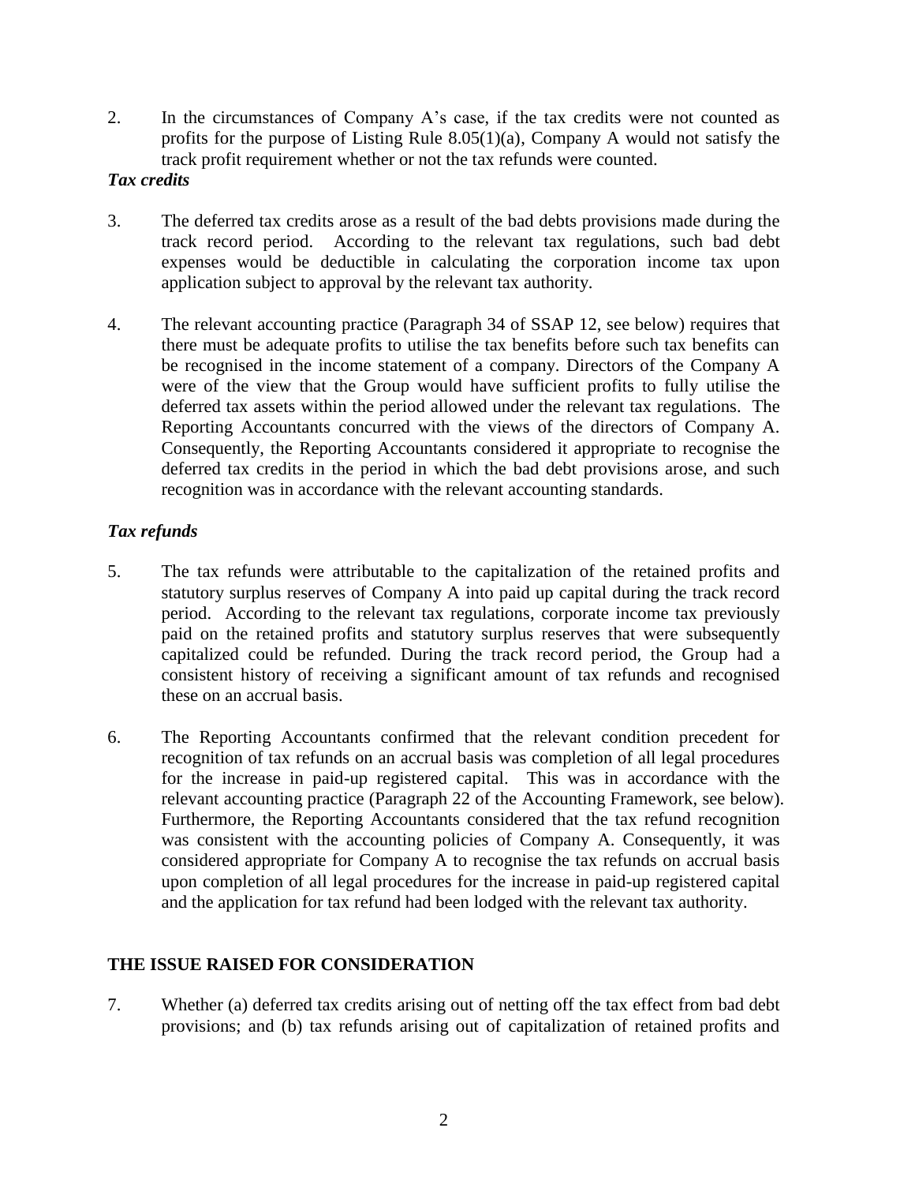2. In the circumstances of Company A's case, if the tax credits were not counted as profits for the purpose of Listing Rule 8.05(1)(a), Company A would not satisfy the track profit requirement whether or not the tax refunds were counted.

*Tax credits*

3. The deferred tax credits arose as a result of the bad debts provisions made during the track record period. According to the relevant tax regulations, such bad debt expenses would be deductible in calculating the corporation income tax upon application subject to approval by the relevant tax authority.

4. The relevant accounting practice (Paragraph 34 of SSAP 12, see below) requires that there must be adequate profits to utilise the tax benefits before such tax benefits can be recognised in the income statement of a company. Directors of the Company A were of the view that the Group would have sufficient profits to fully utilise the deferred tax assets within the period allowed under the relevant tax regulations. The Reporting Accountants concurred with the views of the directors of Company A. Consequently, the Reporting Accountants considered it appropriate to recognise the deferred tax credits in the period in which the bad debt provisions arose, and such recognition was in accordance with the relevant accounting standards.

*Tax refunds*

5. The tax refunds were attributable to the capitalization of the retained profits and statutory surplus reserves of Company A into paid up capital during the track record period. According to the relevant tax regulations, corporate income tax previously paid on the retained profits and statutory surplus reserves that were subsequently capitalized could be refunded. During the track record period, the Group had a consistent history of receiving a significant amount of tax refunds and recognised these on an accrual basis.

6. The Reporting Accountants confirmed that the relevant condition precedent for recognition of tax refunds on an accrual basis was completion of all legal procedures for the increase in paid-up registered capital. This was in accordance with the relevant accounting practice (Paragraph 22 of the Accounting Framework, see below). Furthermore, the Reporting Accountants considered that the tax refund recognition was consistent with the accounting policies of Company A. Consequently, it was considered appropriate for Company A to recognise the tax refunds on accrual basis upon completion of all legal procedures for the increase in paid-up registered capital and the application for tax refund had been lodged with the relevant tax authority.

## THE ISSUE RAISED FOR CONSIDERATION

7. Whether (a) deferred tax credits arising out of netting off the tax effect from bad debt provisions; and (b) tax refunds arising out of capitalization of retained profits and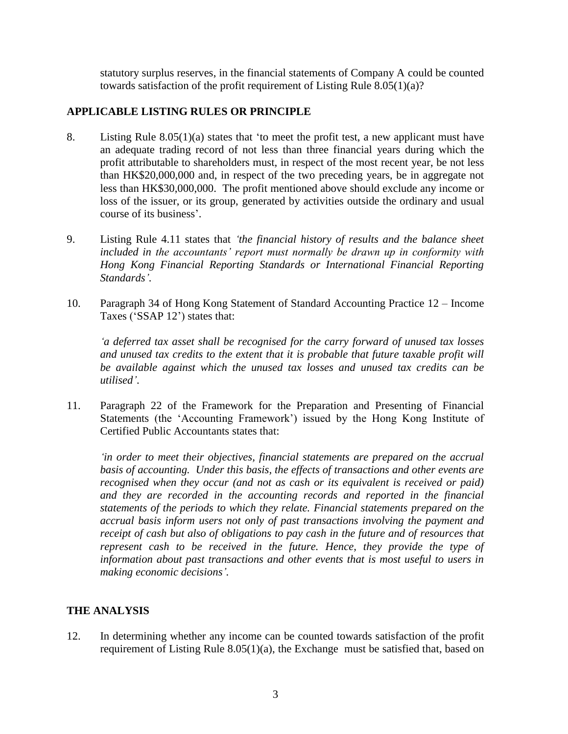statutory surplus reserves, in the financial statements of Company A could be counted towards satisfaction of the profit requirement of Listing Rule 8.05(1)(a)?

## APPLICABLE LISTING RULES OR PRINCIPLE

8. Listing Rule 8.05(1)(a) states that 'to meet the profit test, a new applicant must have an adequate trading record of not less than three financial years during which the profit attributable to shareholders must, in respect of the most recent year, be not less than HK$20,000,000 and, in respect of the two preceding years, be in aggregate not less than HK$30,000,000. The profit mentioned above should exclude any income or loss of the issuer, or its group, generated by activities outside the ordinary and usual course of its business'.

9. Listing Rule 4.11 states that *'the financial history of results and the balance sheet included in the accountants' report must normally be drawn up in conformity with Hong Kong Financial Reporting Standards or International Financial Reporting Standards'.*

10. Paragraph 34 of Hong Kong Statement of Standard Accounting Practice 12 – Income Taxes ('SSAP 12') states that:

    *'a deferred tax asset shall be recognised for the carry forward of unused tax losses and unused tax credits to the extent that it is probable that future taxable profit will be available against which the unused tax losses and unused tax credits can be utilised'.*

11. Paragraph 22 of the Framework for the Preparation and Presenting of Financial Statements (the 'Accounting Framework') issued by the Hong Kong Institute of Certified Public Accountants states that:

    *'in order to meet their objectives, financial statements are prepared on the accrual basis of accounting. Under this basis, the effects of transactions and other events are recognised when they occur (and not as cash or its equivalent is received or paid) and they are recorded in the accounting records and reported in the financial statements of the periods to which they relate. Financial statements prepared on the accrual basis inform users not only of past transactions involving the payment and receipt of cash but also of obligations to pay cash in the future and of resources that represent cash to be received in the future. Hence, they provide the type of information about past transactions and other events that is most useful to users in making economic decisions'.*

## THE ANALYSIS

12. In determining whether any income can be counted towards satisfaction of the profit requirement of Listing Rule 8.05(1)(a), the Exchange must be satisfied that, based on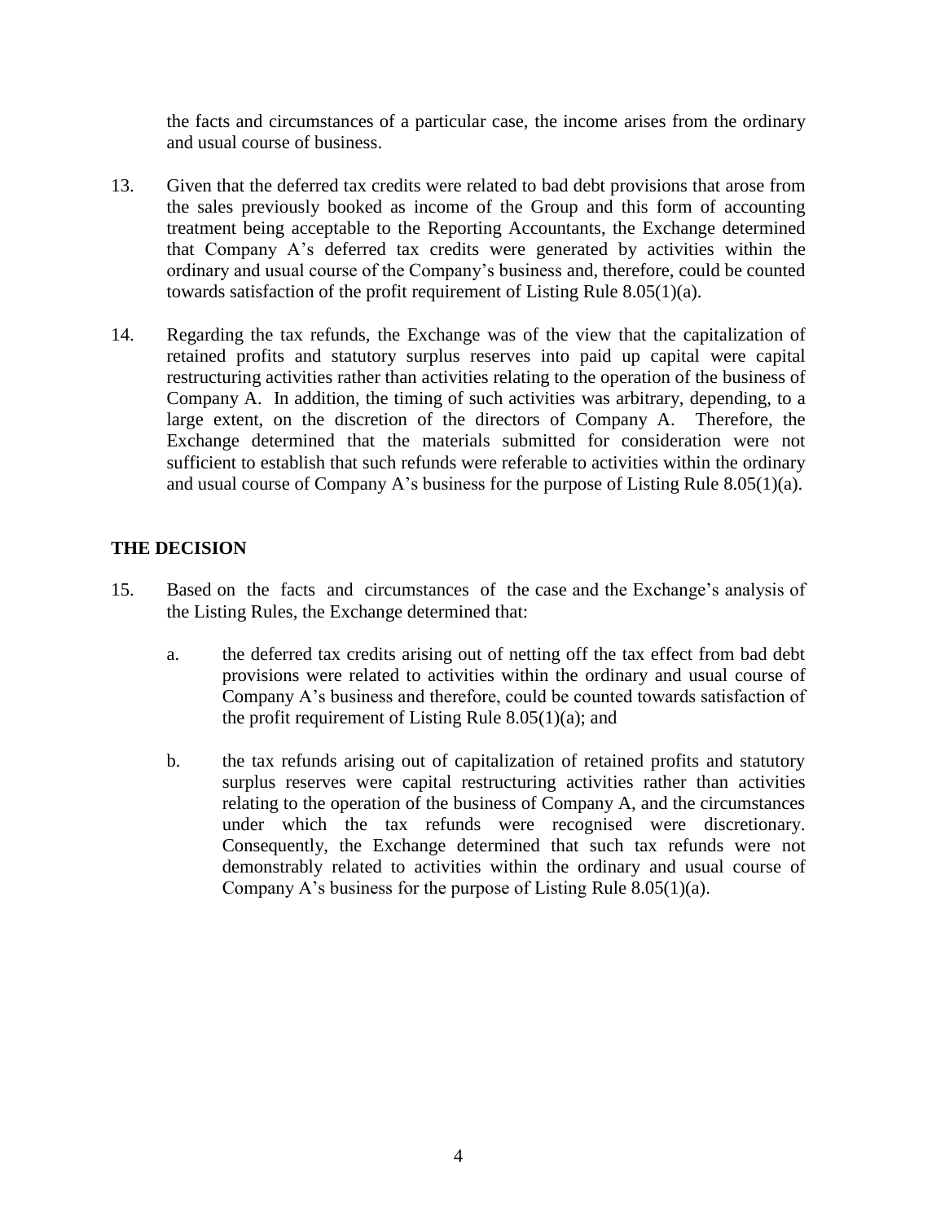the facts and circumstances of a particular case, the income arises from the ordinary and usual course of business.

13. Given that the deferred tax credits were related to bad debt provisions that arose from the sales previously booked as income of the Group and this form of accounting treatment being acceptable to the Reporting Accountants, the Exchange determined that Company A's deferred tax credits were generated by activities within the ordinary and usual course of the Company's business and, therefore, could be counted towards satisfaction of the profit requirement of Listing Rule 8.05(1)(a).

14. Regarding the tax refunds, the Exchange was of the view that the capitalization of retained profits and statutory surplus reserves into paid up capital were capital restructuring activities rather than activities relating to the operation of the business of Company A. In addition, the timing of such activities was arbitrary, depending, to a large extent, on the discretion of the directors of Company A. Therefore, the Exchange determined that the materials submitted for consideration were not sufficient to establish that such refunds were referable to activities within the ordinary and usual course of Company A's business for the purpose of Listing Rule 8.05(1)(a).

## THE DECISION

15. Based on the facts and circumstances of the case and the Exchange's analysis of the Listing Rules, the Exchange determined that:

    a. the deferred tax credits arising out of netting off the tax effect from bad debt provisions were related to activities within the ordinary and usual course of Company A's business and therefore, could be counted towards satisfaction of the profit requirement of Listing Rule 8.05(1)(a); and

    b. the tax refunds arising out of capitalization of retained profits and statutory surplus reserves were capital restructuring activities rather than activities relating to the operation of the business of Company A, and the circumstances under which the tax refunds were recognised were discretionary. Consequently, the Exchange determined that such tax refunds were not demonstrably related to activities within the ordinary and usual course of Company A's business for the purpose of Listing Rule 8.05(1)(a).